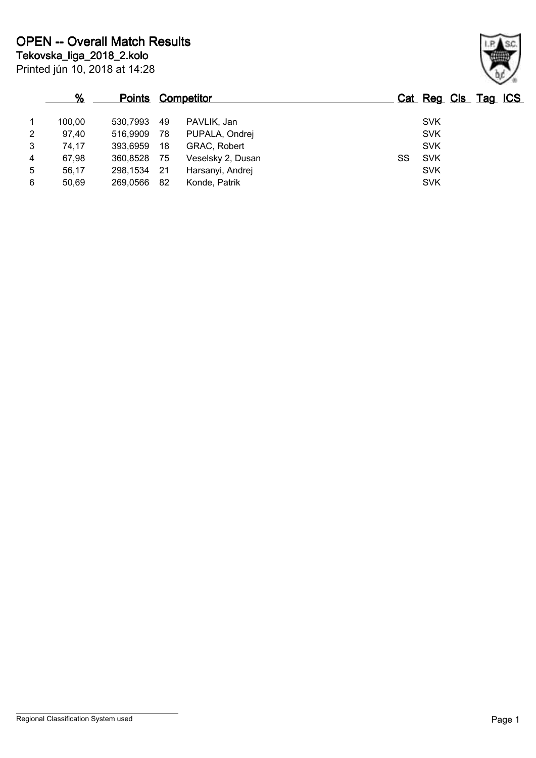# OPEN -- Overall Match Results

**Tekovska_liga_2018_2.kolo**

Printed jún 10, 2018 at 14:28

| | % | Points | Competitor | | Cat | Reg | Cls | Tag | ICS |
|---|---|---|---|---|---|---|---|---|---|
| 1 | 100,00 | 530,7993 | 49 | PAVLIK, Jan | | SVK | | | |
| 2 | 97,40 | 516,9909 | 78 | PUPALA, Ondrej | | SVK | | | |
| 3 | 74,17 | 393,6959 | 18 | GRAC, Robert | | SVK | | | |
| 4 | 67,98 | 360,8528 | 75 | Veselsky 2, Dusan | SS | SVK | | | |
| 5 | 56,17 | 298,1534 | 21 | Harsanyi, Andrej | | SVK | | | |
| 6 | 50,69 | 269,0566 | 82 | Konde, Patrik | | SVK | | | |

Regional Classification System used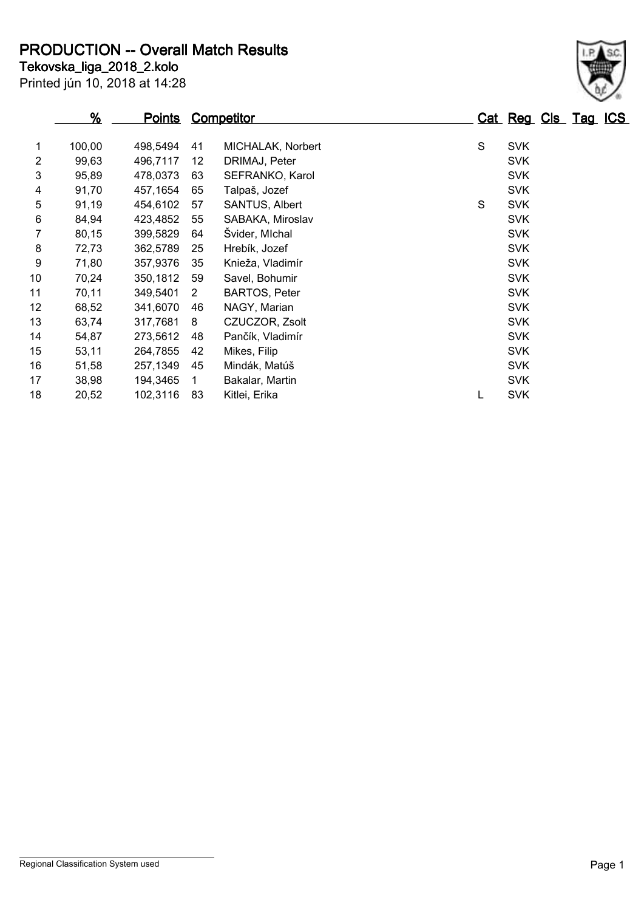# PRODUCTION -- Overall Match Results

**Tekovska_liga_2018_2.kolo**

Printed jún 10, 2018 at 14:28

| | % | Points | | Competitor | Cat | Reg | Cls | Tag | ICS |
|---|---|---|---|---|---|---|---|---|---|
| 1 | 100,00 | 498,5494 | 41 | MICHALAK, Norbert | S | SVK | | | |
| 2 | 99,63 | 496,7117 | 12 | DRIMAJ, Peter | | SVK | | | |
| 3 | 95,89 | 478,0373 | 63 | SEFRANKO, Karol | | SVK | | | |
| 4 | 91,70 | 457,1654 | 65 | Talpaš, Jozef | | SVK | | | |
| 5 | 91,19 | 454,6102 | 57 | SANTUS, Albert | S | SVK | | | |
| 6 | 84,94 | 423,4852 | 55 | SABAKA, Miroslav | | SVK | | | |
| 7 | 80,15 | 399,5829 | 64 | Švider, MIchal | | SVK | | | |
| 8 | 72,73 | 362,5789 | 25 | Hrebík, Jozef | | SVK | | | |
| 9 | 71,80 | 357,9376 | 35 | Knieža, Vladimír | | SVK | | | |
| 10 | 70,24 | 350,1812 | 59 | Savel, Bohumir | | SVK | | | |
| 11 | 70,11 | 349,5401 | 2 | BARTOS, Peter | | SVK | | | |
| 12 | 68,52 | 341,6070 | 46 | NAGY, Marian | | SVK | | | |
| 13 | 63,74 | 317,7681 | 8 | CZUCZOR, Zsolt | | SVK | | | |
| 14 | 54,87 | 273,5612 | 48 | Pančík, Vladimír | | SVK | | | |
| 15 | 53,11 | 264,7855 | 42 | Mikes, Filip | | SVK | | | |
| 16 | 51,58 | 257,1349 | 45 | Mindák, Matúš | | SVK | | | |
| 17 | 38,98 | 194,3465 | 1 | Bakalar, Martin | | SVK | | | |
| 18 | 20,52 | 102,3116 | 83 | Kitlei, Erika | L | SVK | | | |

Regional Classification System used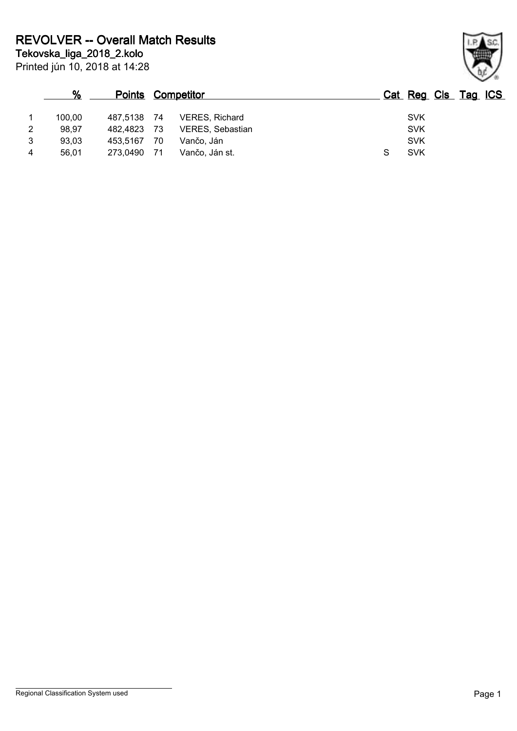# REVOLVER -- Overall Match Results

**Tekovska_liga_2018_2.kolo**

Printed jún 10, 2018 at 14:28

| | % | Points | | Competitor | Cat | Reg | Cls | Tag | ICS |
|---|---|---|---|---|---|---|---|---|---|
| 1 | 100,00 | 487,5138 | 74 | VERES, Richard | | SVK | | | |
| 2 | 98,97 | 482,4823 | 73 | VERES, Sebastian | | SVK | | | |
| 3 | 93,03 | 453,5167 | 70 | Vančo, Ján | | SVK | | | |
| 4 | 56,01 | 273,0490 | 71 | Vančo, Ján st. | S | SVK | | | |

Regional Classification System used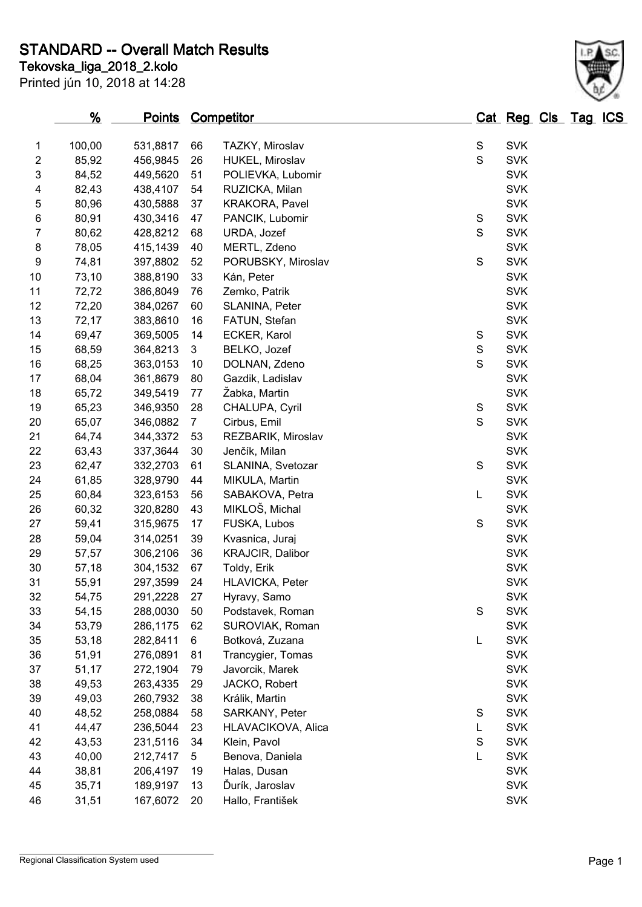# STANDARD -- Overall Match Results

**Tekovska_liga_2018_2.kolo**

Printed jún 10, 2018 at 14:28

| | % | Points | Competitor | | Cat | Reg | Cls | Tag | ICS |
|---|---|---|---|---|---|---|---|---|---|
| 1 | 100,00 | 531,8817 | 66 | TAZKY, Miroslav | S | SVK | | | |
| 2 | 85,92 | 456,9845 | 26 | HUKEL, Miroslav | S | SVK | | | |
| 3 | 84,52 | 449,5620 | 51 | POLIEVKA, Lubomir | | SVK | | | |
| 4 | 82,43 | 438,4107 | 54 | RUZICKA, Milan | | SVK | | | |
| 5 | 80,96 | 430,5888 | 37 | KRAKORA, Pavel | | SVK | | | |
| 6 | 80,91 | 430,3416 | 47 | PANCIK, Lubomir | S | SVK | | | |
| 7 | 80,62 | 428,8212 | 68 | URDA, Jozef | S | SVK | | | |
| 8 | 78,05 | 415,1439 | 40 | MERTL, Zdeno | | SVK | | | |
| 9 | 74,81 | 397,8802 | 52 | PORUBSKY, Miroslav | S | SVK | | | |
| 10 | 73,10 | 388,8190 | 33 | Kán, Peter | | SVK | | | |
| 11 | 72,72 | 386,8049 | 76 | Zemko, Patrik | | SVK | | | |
| 12 | 72,20 | 384,0267 | 60 | SLANINA, Peter | | SVK | | | |
| 13 | 72,17 | 383,8610 | 16 | FATUN, Stefan | | SVK | | | |
| 14 | 69,47 | 369,5005 | 14 | ECKER, Karol | S | SVK | | | |
| 15 | 68,59 | 364,8213 | 3 | BELKO, Jozef | S | SVK | | | |
| 16 | 68,25 | 363,0153 | 10 | DOLNAN, Zdeno | S | SVK | | | |
| 17 | 68,04 | 361,8679 | 80 | Gazdik, Ladislav | | SVK | | | |
| 18 | 65,72 | 349,5419 | 77 | Žabka, Martin | | SVK | | | |
| 19 | 65,23 | 346,9350 | 28 | CHALUPA, Cyril | S | SVK | | | |
| 20 | 65,07 | 346,0882 | 7 | Cirbus, Emil | S | SVK | | | |
| 21 | 64,74 | 344,3372 | 53 | REZBARIK, Miroslav | | SVK | | | |
| 22 | 63,43 | 337,3644 | 30 | Jenčík, Milan | | SVK | | | |
| 23 | 62,47 | 332,2703 | 61 | SLANINA, Svetozar | S | SVK | | | |
| 24 | 61,85 | 328,9790 | 44 | MIKULA, Martin | | SVK | | | |
| 25 | 60,84 | 323,6153 | 56 | SABAKOVA, Petra | L | SVK | | | |
| 26 | 60,32 | 320,8280 | 43 | MIKLOŠ, Michal | | SVK | | | |
| 27 | 59,41 | 315,9675 | 17 | FUSKA, Lubos | S | SVK | | | |
| 28 | 59,04 | 314,0251 | 39 | Kvasnica, Juraj | | SVK | | | |
| 29 | 57,57 | 306,2106 | 36 | KRAJCIR, Dalibor | | SVK | | | |
| 30 | 57,18 | 304,1532 | 67 | Toldy, Erik | | SVK | | | |
| 31 | 55,91 | 297,3599 | 24 | HLAVICKA, Peter | | SVK | | | |
| 32 | 54,75 | 291,2228 | 27 | Hyravy, Samo | | SVK | | | |
| 33 | 54,15 | 288,0030 | 50 | Podstavek, Roman | S | SVK | | | |
| 34 | 53,79 | 286,1175 | 62 | SUROVIAK, Roman | | SVK | | | |
| 35 | 53,18 | 282,8411 | 6 | Botková, Zuzana | L | SVK | | | |
| 36 | 51,91 | 276,0891 | 81 | Trancygier, Tomas | | SVK | | | |
| 37 | 51,17 | 272,1904 | 79 | Javorcik, Marek | | SVK | | | |
| 38 | 49,53 | 263,4335 | 29 | JACKO, Robert | | SVK | | | |
| 39 | 49,03 | 260,7932 | 38 | Králik, Martin | | SVK | | | |
| 40 | 48,52 | 258,0884 | 58 | SARKANY, Peter | S | SVK | | | |
| 41 | 44,47 | 236,5044 | 23 | HLAVACIKOVA, Alica | L | SVK | | | |
| 42 | 43,53 | 231,5116 | 34 | Klein, Pavol | S | SVK | | | |
| 43 | 40,00 | 212,7417 | 5 | Benova, Daniela | L | SVK | | | |
| 44 | 38,81 | 206,4197 | 19 | Halas, Dusan | | SVK | | | |
| 45 | 35,71 | 189,9197 | 13 | Ďurík, Jaroslav | | SVK | | | |
| 46 | 31,51 | 167,6072 | 20 | Hallo, František | | SVK | | | |

Regional Classification System used